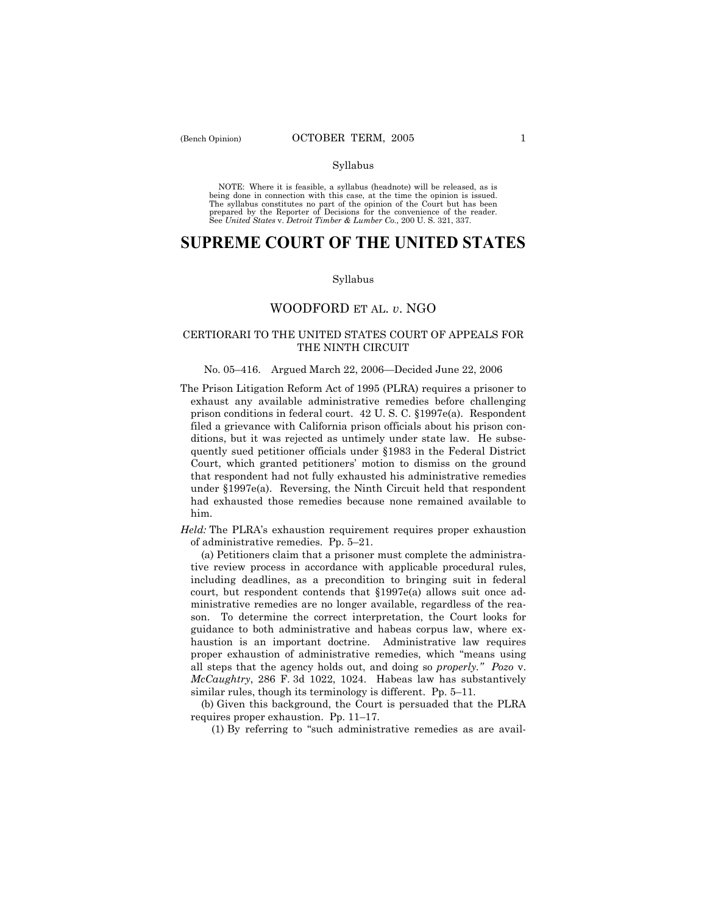Syllabus

NOTE: Where it is feasible, a syllabus (headnote) will be released, as is being done in connection with this case, at the time the opinion is issued. The syllabus constitutes no part of the opinion of the Court but has been prepared by the Reporter of Decisions for the convenience of the reader. See *United States* v. *Detroit Timber & Lumber Co.,* 200 U. S. 321, 337.

# SUPREME COURT OF THE UNITED STATES

Syllabus

## WOODFORD ET AL. *v*. NGO

### CERTIORARI TO THE UNITED STATES COURT OF APPEALS FOR THE NINTH CIRCUIT

No. 05–416. Argued March 22, 2006—Decided June 22, 2006

The Prison Litigation Reform Act of 1995 (PLRA) requires a prisoner to exhaust any available administrative remedies before challenging prison conditions in federal court. 42 U. S. C. §1997e(a). Respondent filed a grievance with California prison officials about his prison conditions, but it was rejected as untimely under state law. He subsequently sued petitioner officials under §1983 in the Federal District Court, which granted petitioners' motion to dismiss on the ground that respondent had not fully exhausted his administrative remedies under §1997e(a). Reversing, the Ninth Circuit held that respondent had exhausted those remedies because none remained available to him.

*Held:* The PLRA's exhaustion requirement requires proper exhaustion of administrative remedies. Pp. 5–21.

(a) Petitioners claim that a prisoner must complete the administrative review process in accordance with applicable procedural rules, including deadlines, as a precondition to bringing suit in federal court, but respondent contends that §1997e(a) allows suit once administrative remedies are no longer available, regardless of the reason. To determine the correct interpretation, the Court looks for guidance to both administrative and habeas corpus law, where exhaustion is an important doctrine. Administrative law requires proper exhaustion of administrative remedies, which "means using all steps that the agency holds out, and doing so *properly." Pozo* v. *McCaughtry*, 286 F. 3d 1022, 1024. Habeas law has substantively similar rules, though its terminology is different. Pp. 5–11.

(b) Given this background, the Court is persuaded that the PLRA requires proper exhaustion. Pp. 11–17.

(1) By referring to "such administrative remedies as are avail-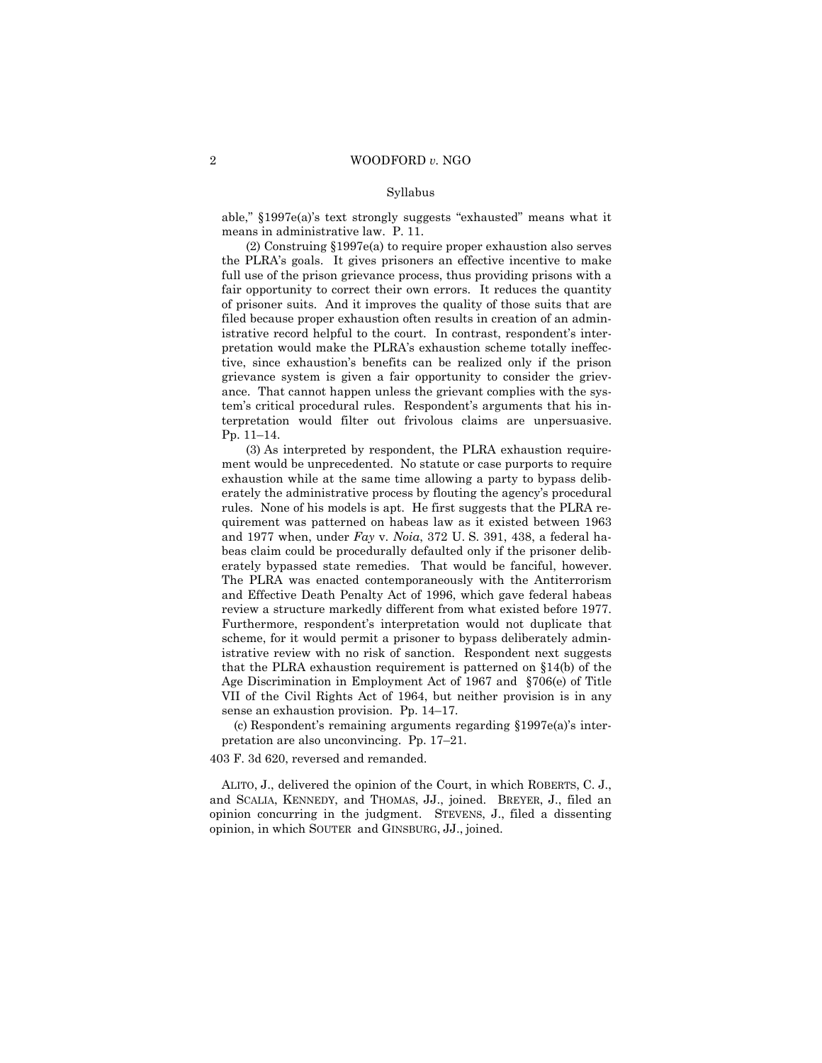able," §1997e(a)'s text strongly suggests "exhausted" means what it means in administrative law. P. 11.

(2) Construing §1997e(a) to require proper exhaustion also serves the PLRA's goals. It gives prisoners an effective incentive to make full use of the prison grievance process, thus providing prisons with a fair opportunity to correct their own errors. It reduces the quantity of prisoner suits. And it improves the quality of those suits that are filed because proper exhaustion often results in creation of an administrative record helpful to the court. In contrast, respondent's interpretation would make the PLRA's exhaustion scheme totally ineffective, since exhaustion's benefits can be realized only if the prison grievance system is given a fair opportunity to consider the grievance. That cannot happen unless the grievant complies with the system's critical procedural rules. Respondent's arguments that his interpretation would filter out frivolous claims are unpersuasive. Pp. 11–14.

(3) As interpreted by respondent, the PLRA exhaustion requirement would be unprecedented. No statute or case purports to require exhaustion while at the same time allowing a party to bypass deliberately the administrative process by flouting the agency's procedural rules. None of his models is apt. He first suggests that the PLRA requirement was patterned on habeas law as it existed between 1963 and 1977 when, under *Fay* v. *Noia*, 372 U. S. 391, 438, a federal habeas claim could be procedurally defaulted only if the prisoner deliberately bypassed state remedies. That would be fanciful, however. The PLRA was enacted contemporaneously with the Antiterrorism and Effective Death Penalty Act of 1996, which gave federal habeas review a structure markedly different from what existed before 1977. Furthermore, respondent's interpretation would not duplicate that scheme, for it would permit a prisoner to bypass deliberately administrative review with no risk of sanction. Respondent next suggests that the PLRA exhaustion requirement is patterned on §14(b) of the Age Discrimination in Employment Act of 1967 and §706(e) of Title VII of the Civil Rights Act of 1964, but neither provision is in any sense an exhaustion provision. Pp. 14–17.

(c) Respondent's remaining arguments regarding §1997e(a)'s interpretation are also unconvincing. Pp. 17–21.

403 F. 3d 620, reversed and remanded.

ALITO, J., delivered the opinion of the Court, in which ROBERTS, C. J., and SCALIA, KENNEDY, and THOMAS, JJ., joined. BREYER, J., filed an opinion concurring in the judgment. STEVENS, J., filed a dissenting opinion, in which SOUTER and GINSBURG, JJ., joined.